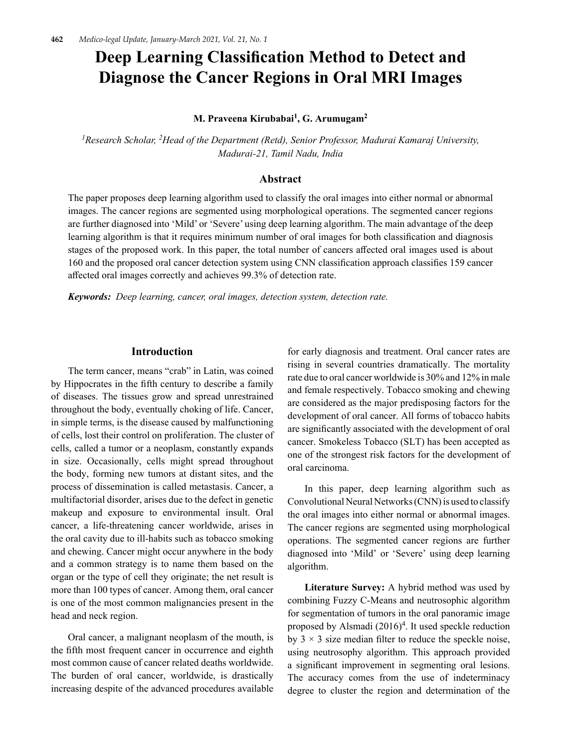# Deep Learning Classification Method to Detect and Diagnose the Cancer Regions in Oral MRI Images

**M. Praveena Kirubabai[1], G. Arumugam[2]**

*[1]Research Scholar, [2]Head of the Department (Retd), Senior Professor, Madurai Kamaraj University, Madurai-21, Tamil Nadu, India*

## Abstract

The paper proposes deep learning algorithm used to classify the oral images into either normal or abnormal images. The cancer regions are segmented using morphological operations. The segmented cancer regions are further diagnosed into 'Mild' or 'Severe' using deep learning algorithm. The main advantage of the deep learning algorithm is that it requires minimum number of oral images for both classification and diagnosis stages of the proposed work. In this paper, the total number of cancers affected oral images used is about 160 and the proposed oral cancer detection system using CNN classification approach classifies 159 cancer affected oral images correctly and achieves 99.3% of detection rate.

***Keywords:*** *Deep learning, cancer, oral images, detection system, detection rate.*

## Introduction

The term cancer, means "crab" in Latin, was coined by Hippocrates in the fifth century to describe a family of diseases. The tissues grow and spread unrestrained throughout the body, eventually choking of life. Cancer, in simple terms, is the disease caused by malfunctioning of cells, lost their control on proliferation. The cluster of cells, called a tumor or a neoplasm, constantly expands in size. Occasionally, cells might spread throughout the body, forming new tumors at distant sites, and the process of dissemination is called metastasis. Cancer, a multifactorial disorder, arises due to the defect in genetic makeup and exposure to environmental insult. Oral cancer, a life-threatening cancer worldwide, arises in the oral cavity due to ill-habits such as tobacco smoking and chewing. Cancer might occur anywhere in the body and a common strategy is to name them based on the organ or the type of cell they originate; the net result is more than 100 types of cancer. Among them, oral cancer is one of the most common malignancies present in the head and neck region.

Oral cancer, a malignant neoplasm of the mouth, is the fifth most frequent cancer in occurrence and eighth most common cause of cancer related deaths worldwide. The burden of oral cancer, worldwide, is drastically increasing despite of the advanced procedures available for early diagnosis and treatment. Oral cancer rates are rising in several countries dramatically. The mortality rate due to oral cancer worldwide is 30% and 12% in male and female respectively. Tobacco smoking and chewing are considered as the major predisposing factors for the development of oral cancer. All forms of tobacco habits are significantly associated with the development of oral cancer. Smokeless Tobacco (SLT) has been accepted as one of the strongest risk factors for the development of oral carcinoma.

In this paper, deep learning algorithm such as Convolutional Neural Networks (CNN) is used to classify the oral images into either normal or abnormal images. The cancer regions are segmented using morphological operations. The segmented cancer regions are further diagnosed into 'Mild' or 'Severe' using deep learning algorithm.

**Literature Survey:** A hybrid method was used by combining Fuzzy C-Means and neutrosophic algorithm for segmentation of tumors in the oral panoramic image proposed by Alsmadi (2016)[4]. It used speckle reduction by $3 \times 3$ size median filter to reduce the speckle noise, using neutrosophy algorithm. This approach provided a significant improvement in segmenting oral lesions. The accuracy comes from the use of indeterminacy degree to cluster the region and determination of the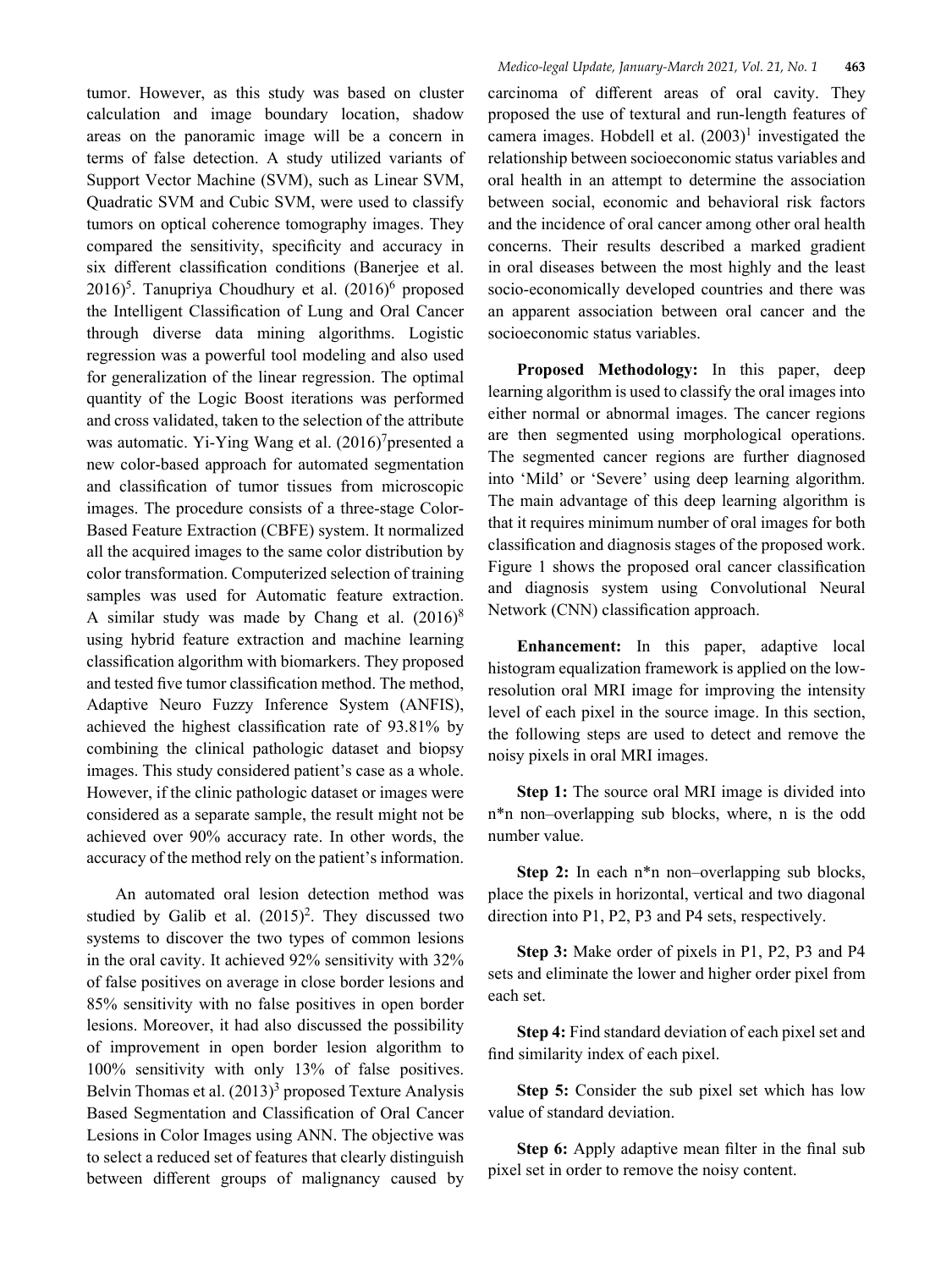tumor. However, as this study was based on cluster calculation and image boundary location, shadow areas on the panoramic image will be a concern in terms of false detection. A study utilized variants of Support Vector Machine (SVM), such as Linear SVM, Quadratic SVM and Cubic SVM, were used to classify tumors on optical coherence tomography images. They compared the sensitivity, specificity and accuracy in six different classification conditions (Banerjee et al. 2016)[5]. Tanupriya Choudhury et al. (2016)[6] proposed the Intelligent Classification of Lung and Oral Cancer through diverse data mining algorithms. Logistic regression was a powerful tool modeling and also used for generalization of the linear regression. The optimal quantity of the Logic Boost iterations was performed and cross validated, taken to the selection of the attribute was automatic. Yi-Ying Wang et al. (2016)[7]presented a new color-based approach for automated segmentation and classification of tumor tissues from microscopic images. The procedure consists of a three-stage Color-Based Feature Extraction (CBFE) system. It normalized all the acquired images to the same color distribution by color transformation. Computerized selection of training samples was used for Automatic feature extraction. A similar study was made by Chang et al. (2016)[8] using hybrid feature extraction and machine learning classification algorithm with biomarkers. They proposed and tested five tumor classification method. The method, Adaptive Neuro Fuzzy Inference System (ANFIS), achieved the highest classification rate of 93.81% by combining the clinical pathologic dataset and biopsy images. This study considered patient's case as a whole. However, if the clinic pathologic dataset or images were considered as a separate sample, the result might not be achieved over 90% accuracy rate. In other words, the accuracy of the method rely on the patient's information.

An automated oral lesion detection method was studied by Galib et al. (2015)[2]. They discussed two systems to discover the two types of common lesions in the oral cavity. It achieved 92% sensitivity with 32% of false positives on average in close border lesions and 85% sensitivity with no false positives in open border lesions. Moreover, it had also discussed the possibility of improvement in open border lesion algorithm to 100% sensitivity with only 13% of false positives. Belvin Thomas et al. (2013)[3] proposed Texture Analysis Based Segmentation and Classification of Oral Cancer Lesions in Color Images using ANN. The objective was to select a reduced set of features that clearly distinguish between different groups of malignancy caused by carcinoma of different areas of oral cavity. They proposed the use of textural and run-length features of camera images. Hobdell et al. (2003)[1] investigated the relationship between socioeconomic status variables and oral health in an attempt to determine the association between social, economic and behavioral risk factors and the incidence of oral cancer among other oral health concerns. Their results described a marked gradient in oral diseases between the most highly and the least socio-economically developed countries and there was an apparent association between oral cancer and the socioeconomic status variables.

**Proposed Methodology:** In this paper, deep learning algorithm is used to classify the oral images into either normal or abnormal images. The cancer regions are then segmented using morphological operations. The segmented cancer regions are further diagnosed into 'Mild' or 'Severe' using deep learning algorithm. The main advantage of this deep learning algorithm is that it requires minimum number of oral images for both classification and diagnosis stages of the proposed work. Figure 1 shows the proposed oral cancer classification and diagnosis system using Convolutional Neural Network (CNN) classification approach.

**Enhancement:** In this paper, adaptive local histogram equalization framework is applied on the low-resolution oral MRI image for improving the intensity level of each pixel in the source image. In this section, the following steps are used to detect and remove the noisy pixels in oral MRI images.

**Step 1:** The source oral MRI image is divided into n*n non–overlapping sub blocks, where, n is the odd number value.

**Step 2:** In each n*n non–overlapping sub blocks, place the pixels in horizontal, vertical and two diagonal direction into P1, P2, P3 and P4 sets, respectively.

**Step 3:** Make order of pixels in P1, P2, P3 and P4 sets and eliminate the lower and higher order pixel from each set.

**Step 4:** Find standard deviation of each pixel set and find similarity index of each pixel.

**Step 5:** Consider the sub pixel set which has low value of standard deviation.

**Step 6:** Apply adaptive mean filter in the final sub pixel set in order to remove the noisy content.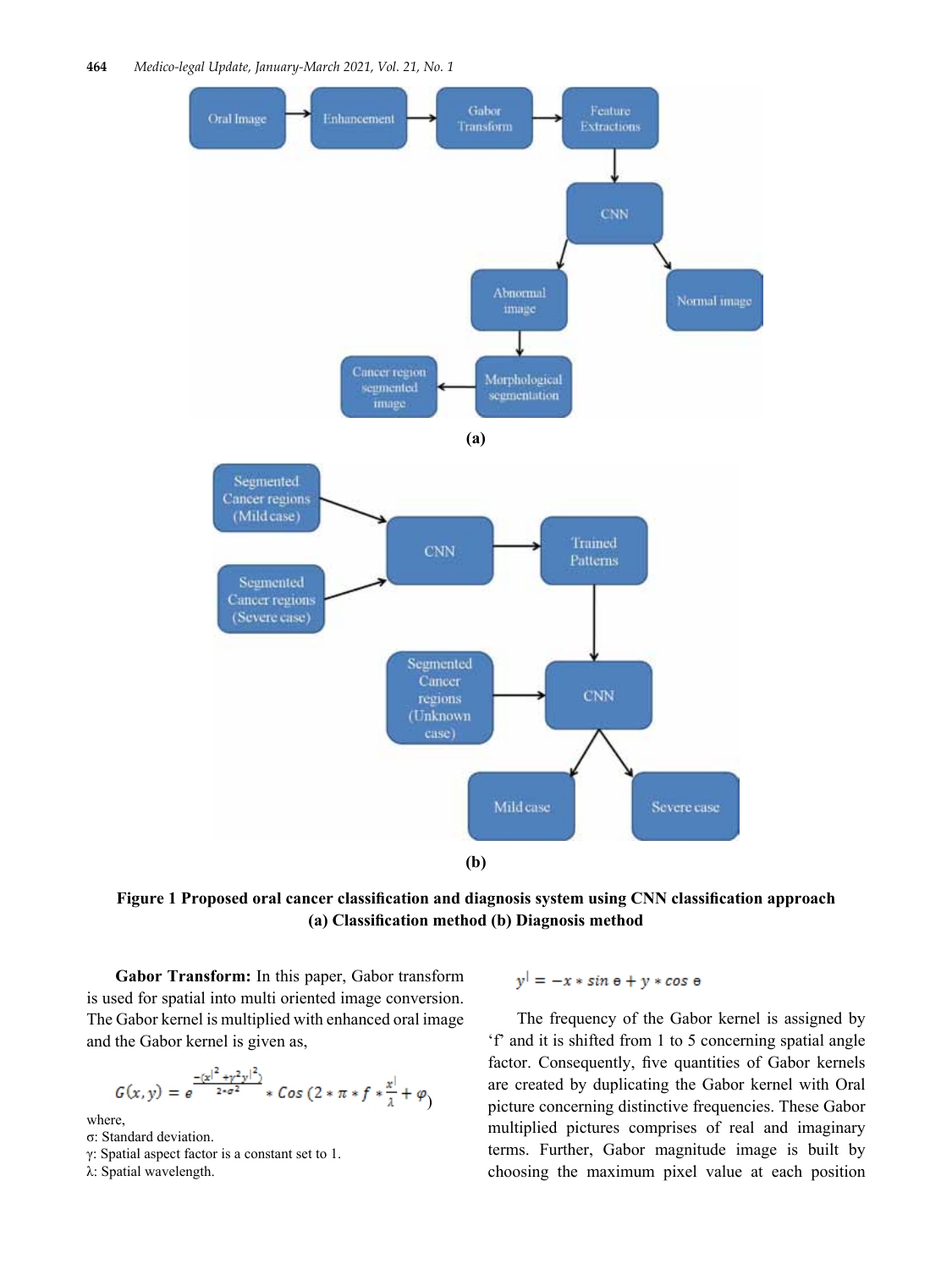Oral Image

Enhancement

Gabor Transform

Feature Extractions

CNN

Abnormal image

Normal image

Morphological segmentation

Cancer region segmented image

**(a)**

Segmented Cancer regions (Mild case)

Segmented Cancer regions (Severe case)

CNN

Trained Patterns

Segmented Cancer regions (Unknown case)

CNN

Mild case

Severe case

**(b)**

**Figure 1 Proposed oral cancer classification and diagnosis system using CNN classification approach (a) Classification method (b) Diagnosis method**

**Gabor Transform:** In this paper, Gabor transform is used for spatial into multi oriented image conversion. The Gabor kernel is multiplied with enhanced oral image and the Gabor kernel is given as,

$$G(x, y) = e^{\frac{-(x^{|2} + \gamma^2 y^{|2})}{2 * \sigma^2}} * Cos\left(2 * \pi * f * \frac{x^|}{\lambda} + \varphi\right)$$

where,

σ: Standard deviation.

γ: Spatial aspect factor is a constant set to 1.

λ: Spatial wavelength.

$$y^| = -x * sin\, \theta + y * cos\, \theta$$

The frequency of the Gabor kernel is assigned by 'f' and it is shifted from 1 to 5 concerning spatial angle factor. Consequently, five quantities of Gabor kernels are created by duplicating the Gabor kernel with Oral picture concerning distinctive frequencies. These Gabor multiplied pictures comprises of real and imaginary terms. Further, Gabor magnitude image is built by choosing the maximum pixel value at each position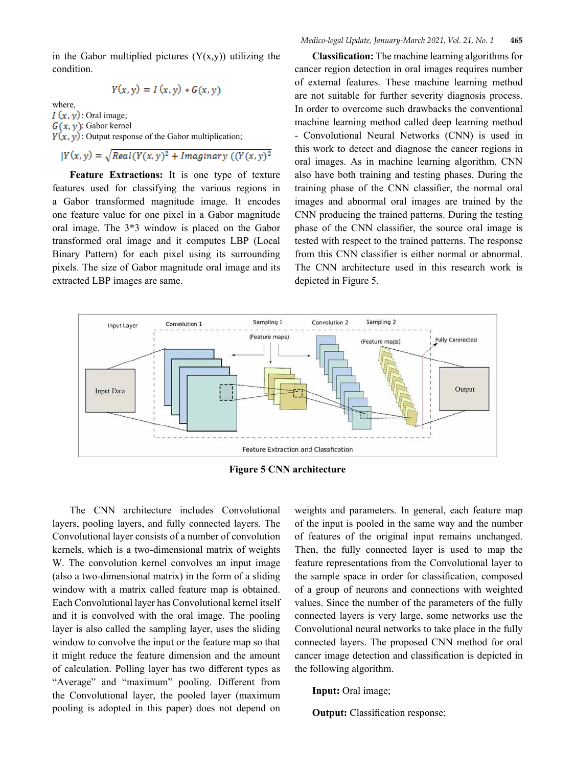in the Gabor multiplied pictures (Y(x,y)) utilizing the condition.

$$Y(x, y) = I(x, y) * G(x, y)$$

where,

$I(x, y)$: Oral image;

$G(x, y)$: Gabor kernel

$Y(x, y)$: Output response of the Gabor multiplication;

$$|Y(x, y) = \sqrt{Real(Y(x, y)^2 + Imaginary((Y(x, y)^2}$$

**Feature Extractions:** It is one type of texture features used for classifying the various regions in a Gabor transformed magnitude image. It encodes one feature value for one pixel in a Gabor magnitude oral image. The 3*3 window is placed on the Gabor transformed oral image and it computes LBP (Local Binary Pattern) for each pixel using its surrounding pixels. The size of Gabor magnitude oral image and its extracted LBP images are same.

**Classification:** The machine learning algorithms for cancer region detection in oral images requires number of external features. These machine learning method are not suitable for further severity diagnosis process. In order to overcome such drawbacks the conventional machine learning method called deep learning method - Convolutional Neural Networks (CNN) is used in this work to detect and diagnose the cancer regions in oral images. As in machine learning algorithm, CNN also have both training and testing phases. During the training phase of the CNN classifier, the normal oral images and abnormal oral images are trained by the CNN producing the trained patterns. During the testing phase of the CNN classifier, the source oral image is tested with respect to the trained patterns. The response from this CNN classifier is either normal or abnormal. The CNN architecture used in this research work is depicted in Figure 5.

Input Layer
Convolution 1
Sampling 1
Convolution 2
Sampling 2
(Feature maps)
(Feature maps)
Fully Connected
Input Data
Output
Feature Extraction and Classfication

**Figure 5 CNN architecture**

The CNN architecture includes Convolutional layers, pooling layers, and fully connected layers. The Convolutional layer consists of a number of convolution kernels, which is a two-dimensional matrix of weights W. The convolution kernel convolves an input image (also a two-dimensional matrix) in the form of a sliding window with a matrix called feature map is obtained. Each Convolutional layer has Convolutional kernel itself and it is convolved with the oral image. The pooling layer is also called the sampling layer, uses the sliding window to convolve the input or the feature map so that it might reduce the feature dimension and the amount of calculation. Polling layer has two different types as "Average" and "maximum" pooling. Different from the Convolutional layer, the pooled layer (maximum pooling is adopted in this paper) does not depend on weights and parameters. In general, each feature map of the input is pooled in the same way and the number of features of the original input remains unchanged. Then, the fully connected layer is used to map the feature representations from the Convolutional layer to the sample space in order for classification, composed of a group of neurons and connections with weighted values. Since the number of the parameters of the fully connected layers is very large, some networks use the Convolutional neural networks to take place in the fully connected layers. The proposed CNN method for oral cancer image detection and classification is depicted in the following algorithm.

**Input:** Oral image;

**Output:** Classification response;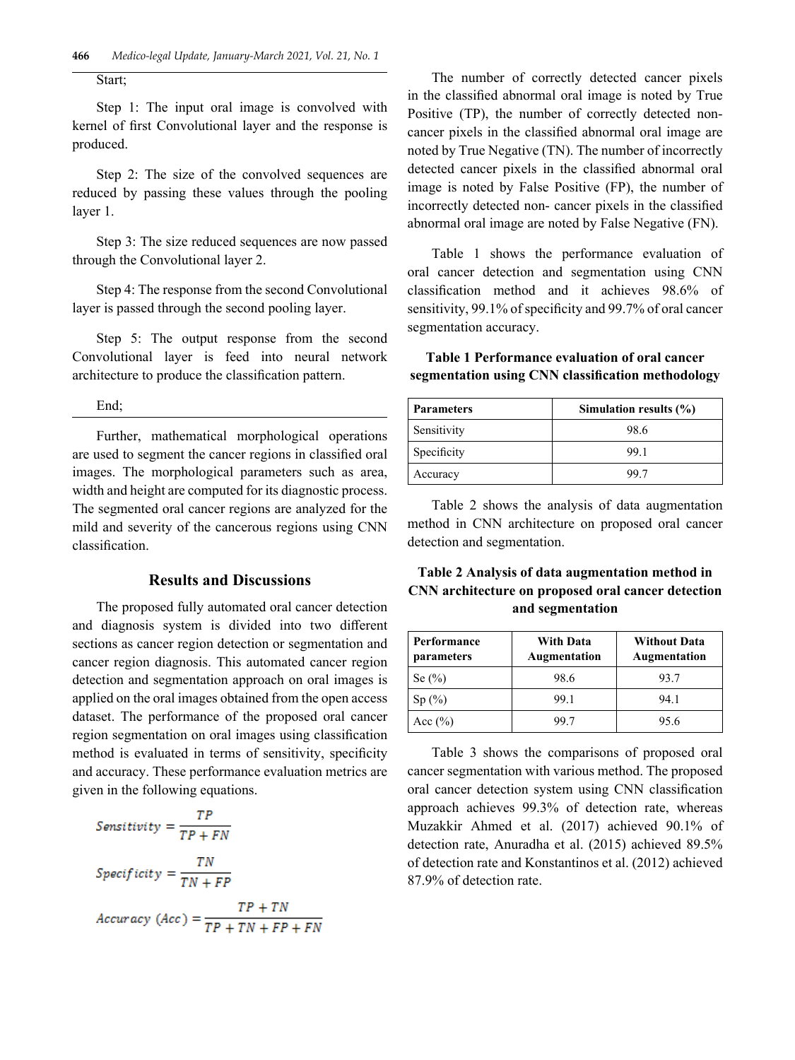Start;

Step 1: The input oral image is convolved with kernel of first Convolutional layer and the response is produced.

Step 2: The size of the convolved sequences are reduced by passing these values through the pooling layer 1.

Step 3: The size reduced sequences are now passed through the Convolutional layer 2.

Step 4: The response from the second Convolutional layer is passed through the second pooling layer.

Step 5: The output response from the second Convolutional layer is feed into neural network architecture to produce the classification pattern.

End;

Further, mathematical morphological operations are used to segment the cancer regions in classified oral images. The morphological parameters such as area, width and height are computed for its diagnostic process. The segmented oral cancer regions are analyzed for the mild and severity of the cancerous regions using CNN classification.

## Results and Discussions

The proposed fully automated oral cancer detection and diagnosis system is divided into two different sections as cancer region detection or segmentation and cancer region diagnosis. This automated cancer region detection and segmentation approach on oral images is applied on the oral images obtained from the open access dataset. The performance of the proposed oral cancer region segmentation on oral images using classification method is evaluated in terms of sensitivity, specificity and accuracy. These performance evaluation metrics are given in the following equations.

$$Sensitivity = \frac{TP}{TP + FN}$$

$$Specificity = \frac{TN}{TN + FP}$$

$$Accuracy\ (Acc) = \frac{TP + TN}{TP + TN + FP + FN}$$

The number of correctly detected cancer pixels in the classified abnormal oral image is noted by True Positive (TP), the number of correctly detected non-cancer pixels in the classified abnormal oral image are noted by True Negative (TN). The number of incorrectly detected cancer pixels in the classified abnormal oral image is noted by False Positive (FP), the number of incorrectly detected non- cancer pixels in the classified abnormal oral image are noted by False Negative (FN).

Table 1 shows the performance evaluation of oral cancer detection and segmentation using CNN classification method and it achieves 98.6% of sensitivity, 99.1% of specificity and 99.7% of oral cancer segmentation accuracy.

**Table 1 Performance evaluation of oral cancer segmentation using CNN classification methodology**

| Parameters | Simulation results (%) |
|---|---|
| Sensitivity | 98.6 |
| Specificity | 99.1 |
| Accuracy | 99.7 |

Table 2 shows the analysis of data augmentation method in CNN architecture on proposed oral cancer detection and segmentation.

**Table 2 Analysis of data augmentation method in CNN architecture on proposed oral cancer detection and segmentation**

| Performance parameters | With Data Augmentation | Without Data Augmentation |
|---|---|---|
| Se (%) | 98.6 | 93.7 |
| Sp (%) | 99.1 | 94.1 |
| Acc (%) | 99.7 | 95.6 |

Table 3 shows the comparisons of proposed oral cancer segmentation with various method. The proposed oral cancer detection system using CNN classification approach achieves 99.3% of detection rate, whereas Muzakkir Ahmed et al. (2017) achieved 90.1% of detection rate, Anuradha et al. (2015) achieved 89.5% of detection rate and Konstantinos et al. (2012) achieved 87.9% of detection rate.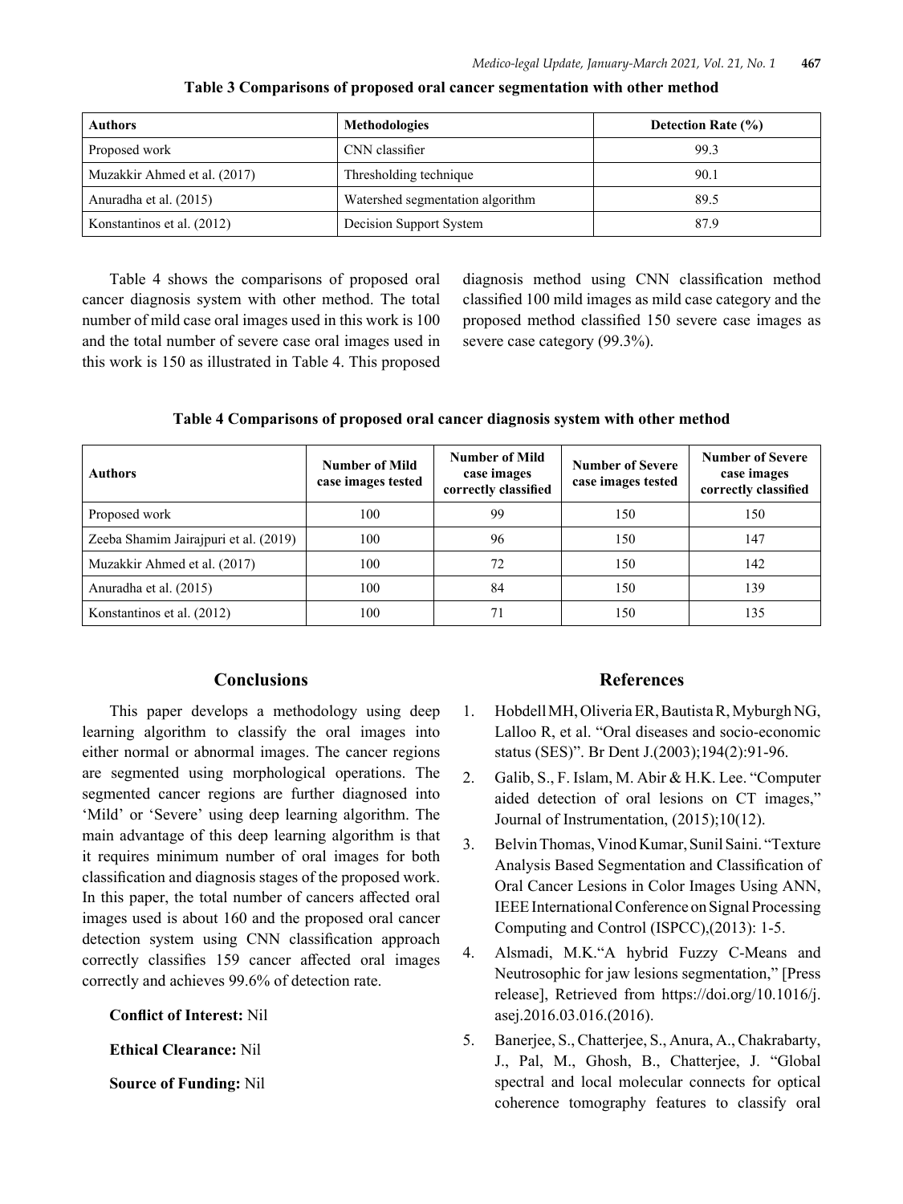**Table 3 Comparisons of proposed oral cancer segmentation with other method**

| Authors | Methodologies | Detection Rate (%) |
|---|---|---|
| Proposed work | CNN classifier | 99.3 |
| Muzakkir Ahmed et al. (2017) | Thresholding technique | 90.1 |
| Anuradha et al. (2015) | Watershed segmentation algorithm | 89.5 |
| Konstantinos et al. (2012) | Decision Support System | 87.9 |

Table 4 shows the comparisons of proposed oral cancer diagnosis system with other method. The total number of mild case oral images used in this work is 100 and the total number of severe case oral images used in this work is 150 as illustrated in Table 4. This proposed diagnosis method using CNN classification method classified 100 mild images as mild case category and the proposed method classified 150 severe case images as severe case category (99.3%).

**Table 4 Comparisons of proposed oral cancer diagnosis system with other method**

| Authors | Number of Mild case images tested | Number of Mild case images correctly classified | Number of Severe case images tested | Number of Severe case images correctly classified |
|---|---|---|---|---|
| Proposed work | 100 | 99 | 150 | 150 |
| Zeeba Shamim Jairajpuri et al. (2019) | 100 | 96 | 150 | 147 |
| Muzakkir Ahmed et al. (2017) | 100 | 72 | 150 | 142 |
| Anuradha et al. (2015) | 100 | 84 | 150 | 139 |
| Konstantinos et al. (2012) | 100 | 71 | 150 | 135 |

## Conclusions

This paper develops a methodology using deep learning algorithm to classify the oral images into either normal or abnormal images. The cancer regions are segmented using morphological operations. The segmented cancer regions are further diagnosed into 'Mild' or 'Severe' using deep learning algorithm. The main advantage of this deep learning algorithm is that it requires minimum number of oral images for both classification and diagnosis stages of the proposed work. In this paper, the total number of cancers affected oral images used is about 160 and the proposed oral cancer detection system using CNN classification approach correctly classifies 159 cancer affected oral images correctly and achieves 99.6% of detection rate.

**Conflict of Interest:** Nil

**Ethical Clearance:** Nil

**Source of Funding:** Nil

## References

1. Hobdell MH, Oliveria ER, Bautista R, Myburgh NG, Lalloo R, et al. "Oral diseases and socio-economic status (SES)". Br Dent J.(2003);194(2):91-96.
2. Galib, S., F. Islam, M. Abir & H.K. Lee. "Computer aided detection of oral lesions on CT images," Journal of Instrumentation, (2015);10(12).
3. Belvin Thomas, Vinod Kumar, Sunil Saini. "Texture Analysis Based Segmentation and Classification of Oral Cancer Lesions in Color Images Using ANN, IEEE International Conference on Signal Processing Computing and Control (ISPCC),(2013): 1-5.
4. Alsmadi, M.K."A hybrid Fuzzy C-Means and Neutrosophic for jaw lesions segmentation," [Press release], Retrieved from https://doi.org/10.1016/j.asej.2016.03.016.(2016).
5. Banerjee, S., Chatterjee, S., Anura, A., Chakrabarty, J., Pal, M., Ghosh, B., Chatterjee, J. "Global spectral and local molecular connects for optical coherence tomography features to classify oral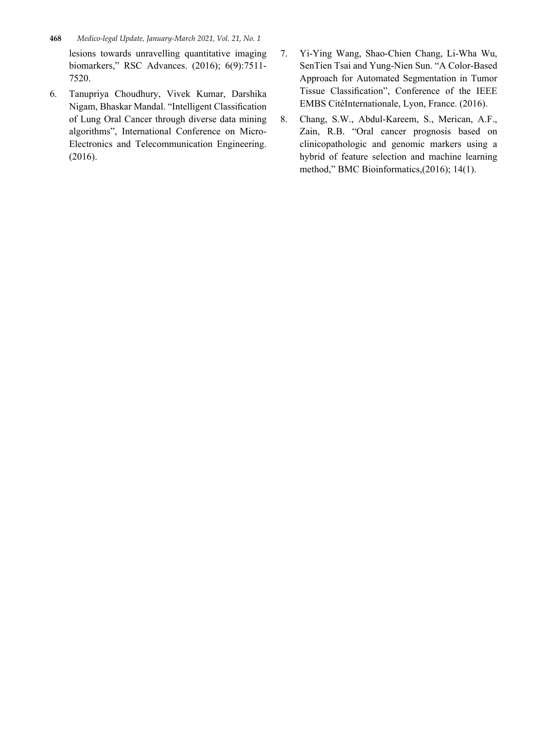lesions towards unravelling quantitative imaging biomarkers," RSC Advances. (2016); 6(9):7511-7520.

6. Tanupriya Choudhury, Vivek Kumar, Darshika Nigam, Bhaskar Mandal. "Intelligent Classification of Lung Oral Cancer through diverse data mining algorithms", International Conference on Micro-Electronics and Telecommunication Engineering. (2016).

7. Yi-Ying Wang, Shao-Chien Chang, Li-Wha Wu, SenTien Tsai and Yung-Nien Sun. "A Color-Based Approach for Automated Segmentation in Tumor Tissue Classification", Conference of the IEEE EMBS CitéInternationale, Lyon, France. (2016).

8. Chang, S.W., Abdul-Kareem, S., Merican, A.F., Zain, R.B. "Oral cancer prognosis based on clinicopathologic and genomic markers using a hybrid of feature selection and machine learning method," BMC Bioinformatics,(2016); 14(1).